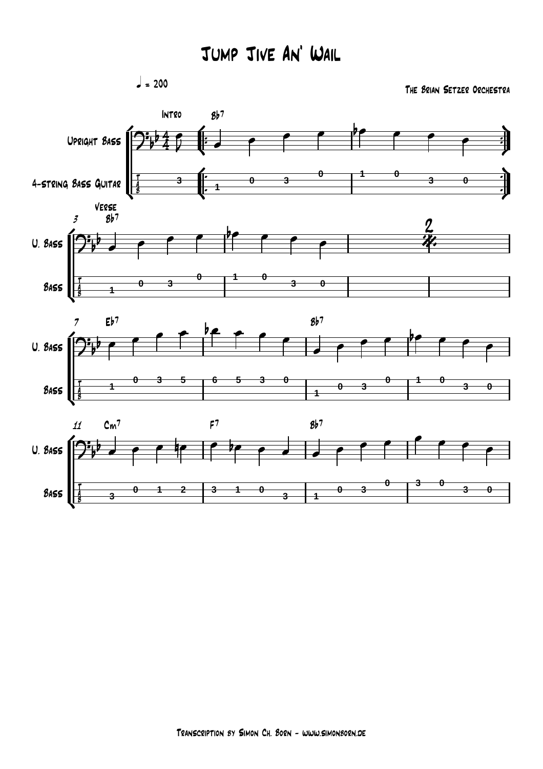# Jump Jive An' Wail

♩ = 200

The Brian Setzer Orchestra

Transcription by Simon Ch. Born - www.simonborn.de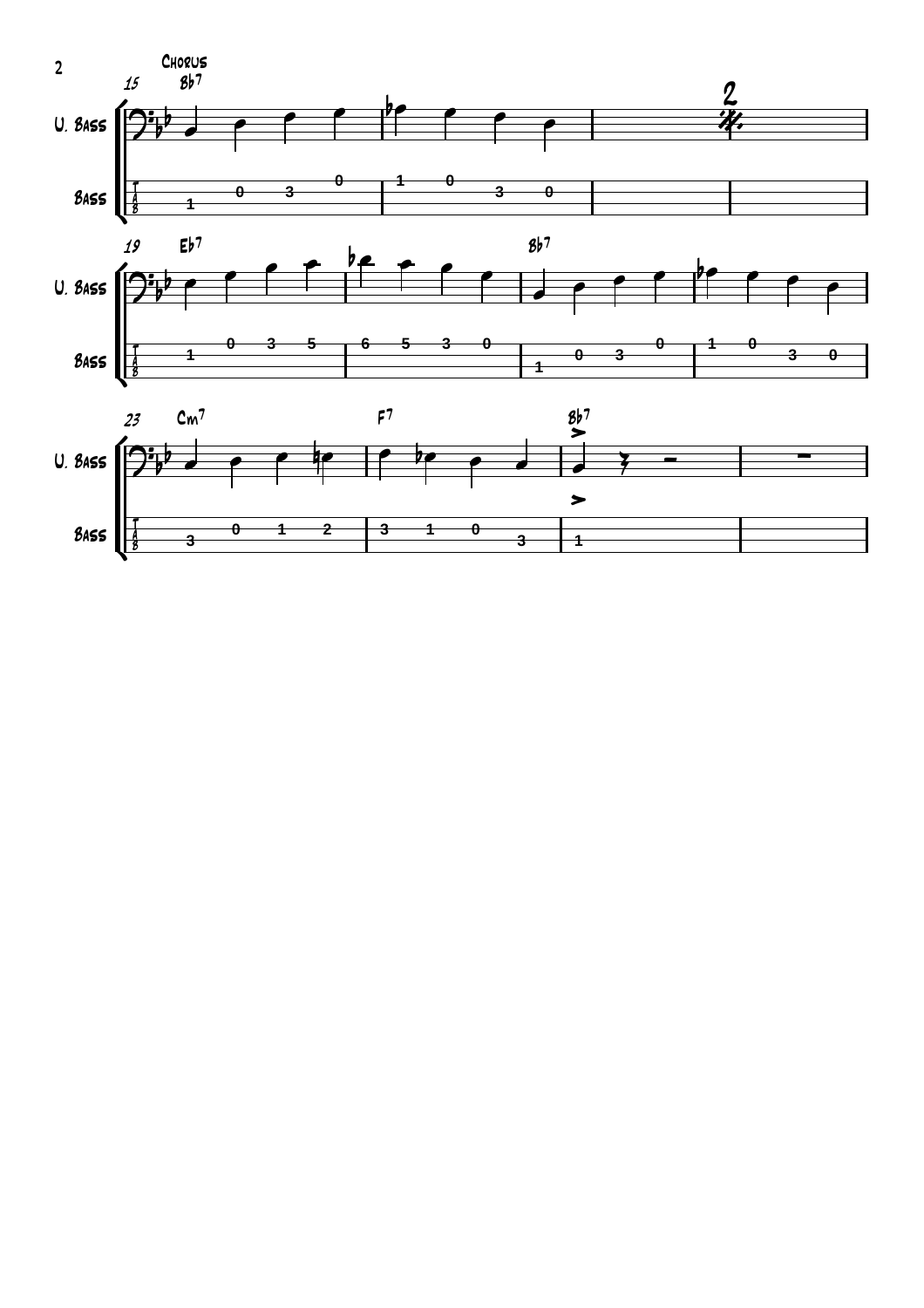Chorus

15 Bb7

U. Bass

Bass

19 Eb7 Bb7

23 Cm7 F7 Bb7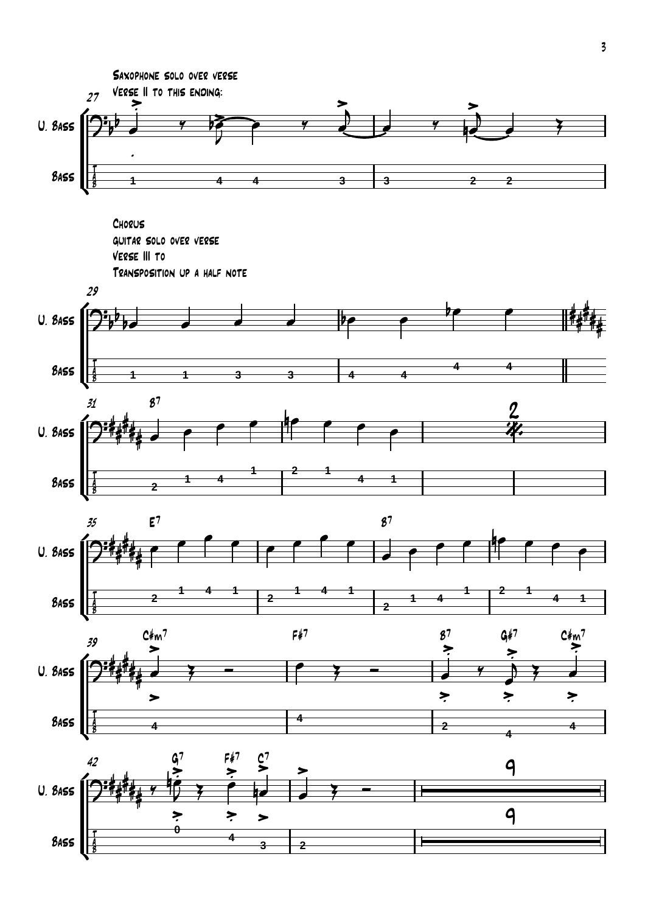Saxophone solo over verse

Verse II to this ending:

Chorus

guitar solo over verse

Verse III to

Transposition up a half note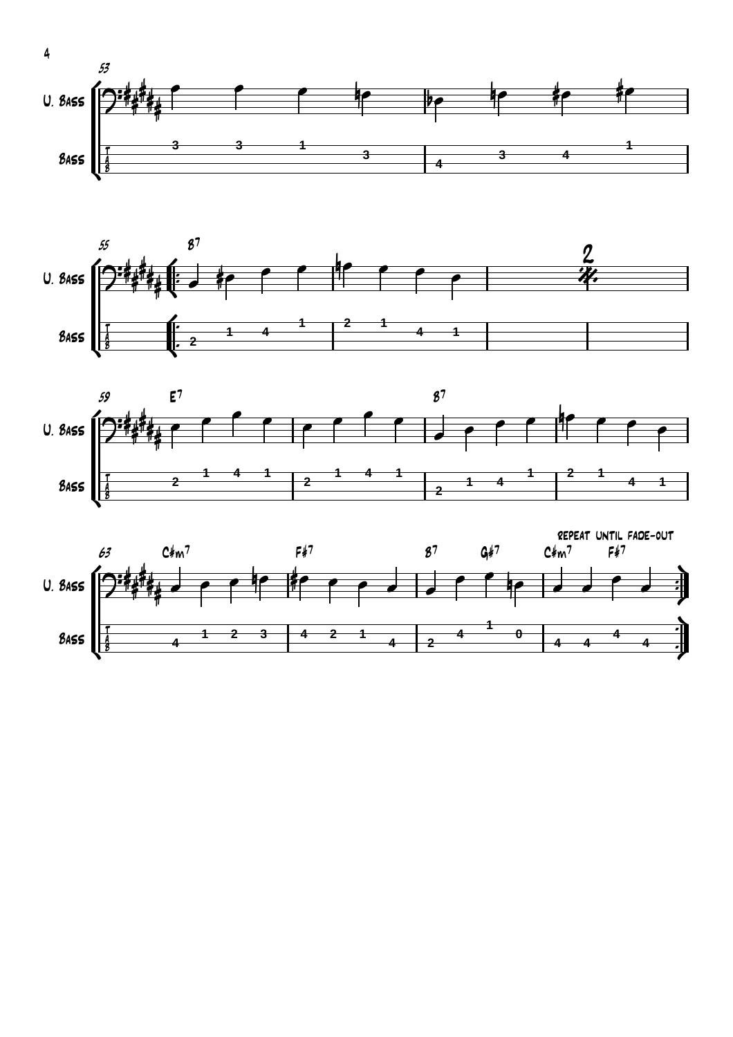U. Bass

Bass

B7

E7

B7

C#m7

F#7

B7

G#7

C#m7

F#7

REPEAT UNTIL FADE-OUT